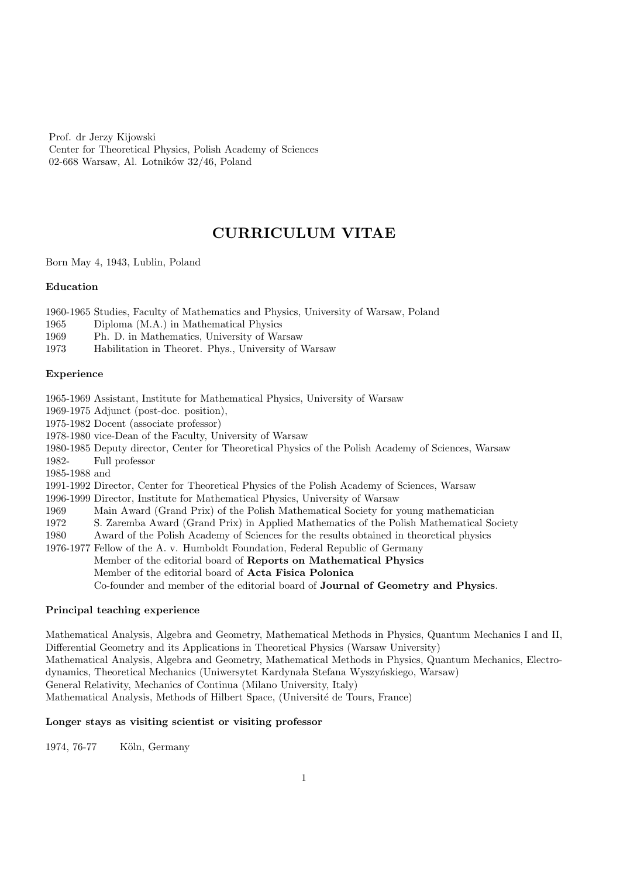Prof. dr Jerzy Kijowski
Center for Theoretical Physics, Polish Academy of Sciences
02-668 Warsaw, Al. Lotników 32/46, Poland

# CURRICULUM VITAE

Born May 4, 1943, Lublin, Poland

### Education

1960-1965 Studies, Faculty of Mathematics and Physics, University of Warsaw, Poland
1965 Diploma (M.A.) in Mathematical Physics
1969 Ph. D. in Mathematics, University of Warsaw
1973 Habilitation in Theoret. Phys., University of Warsaw

### Experience

1965-1969 Assistant, Institute for Mathematical Physics, University of Warsaw
1969-1975 Adjunct (post-doc. position),
1975-1982 Docent (associate professor)
1978-1980 vice-Dean of the Faculty, University of Warsaw
1980-1985 Deputy director, Center for Theoretical Physics of the Polish Academy of Sciences, Warsaw
1982- Full professor
1985-1988 and
1991-1992 Director, Center for Theoretical Physics of the Polish Academy of Sciences, Warsaw
1996-1999 Director, Institute for Mathematical Physics, University of Warsaw
1969 Main Award (Grand Prix) of the Polish Mathematical Society for young mathematician
1972 S. Zaremba Award (Grand Prix) in Applied Mathematics of the Polish Mathematical Society
1980 Award of the Polish Academy of Sciences for the results obtained in theoretical physics
1976-1977 Fellow of the A. v. Humboldt Foundation, Federal Republic of Germany
Member of the editorial board of **Reports on Mathematical Physics**
Member of the editorial board of **Acta Fisica Polonica**
Co-founder and member of the editorial board of **Journal of Geometry and Physics**.

### Principal teaching experience

Mathematical Analysis, Algebra and Geometry, Mathematical Methods in Physics, Quantum Mechanics I and II, Differential Geometry and its Applications in Theoretical Physics (Warsaw University)
Mathematical Analysis, Algebra and Geometry, Mathematical Methods in Physics, Quantum Mechanics, Electrodynamics, Theoretical Mechanics (Uniwersytet Kardynała Stefana Wyszyńskiego, Warsaw)
General Relativity, Mechanics of Continua (Milano University, Italy)
Mathematical Analysis, Methods of Hilbert Space, (Université de Tours, France)

### Longer stays as visiting scientist or visiting professor

1974, 76-77 Köln, Germany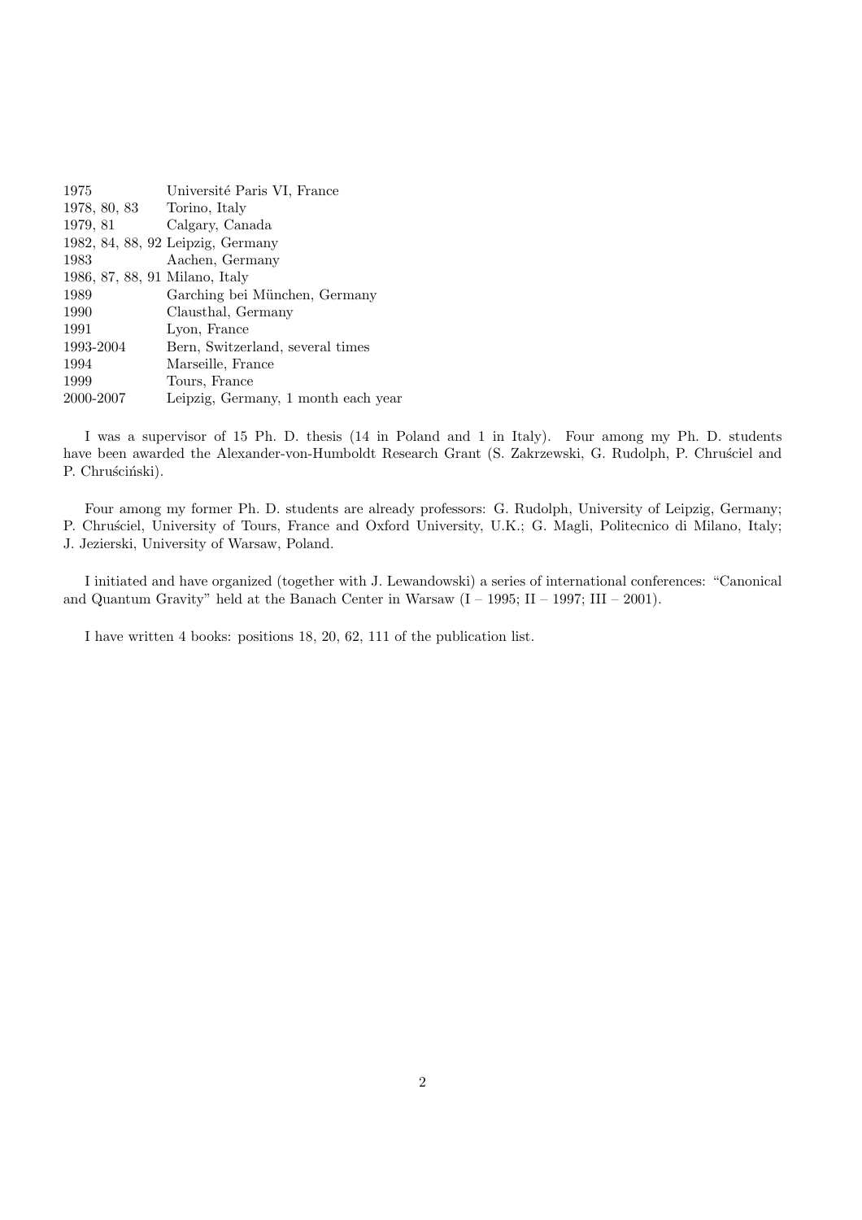| | |
|---|---|
| 1975 | Université Paris VI, France |
| 1978, 80, 83 | Torino, Italy |
| 1979, 81 | Calgary, Canada |
| 1982, 84, 88, 92 | Leipzig, Germany |
| 1983 | Aachen, Germany |
| 1986, 87, 88, 91 | Milano, Italy |
| 1989 | Garching bei München, Germany |
| 1990 | Clausthal, Germany |
| 1991 | Lyon, France |
| 1993-2004 | Bern, Switzerland, several times |
| 1994 | Marseille, France |
| 1999 | Tours, France |
| 2000-2007 | Leipzig, Germany, 1 month each year |

I was a supervisor of 15 Ph. D. thesis (14 in Poland and 1 in Italy). Four among my Ph. D. students have been awarded the Alexander-von-Humboldt Research Grant (S. Zakrzewski, G. Rudolph, P. Chruściel and P. Chruściński).

Four among my former Ph. D. students are already professors: G. Rudolph, University of Leipzig, Germany; P. Chruściel, University of Tours, France and Oxford University, U.K.; G. Magli, Politecnico di Milano, Italy; J. Jezierski, University of Warsaw, Poland.

I initiated and have organized (together with J. Lewandowski) a series of international conferences: "Canonical and Quantum Gravity" held at the Banach Center in Warsaw (I – 1995; II – 1997; III – 2001).

I have written 4 books: positions 18, 20, 62, 111 of the publication list.